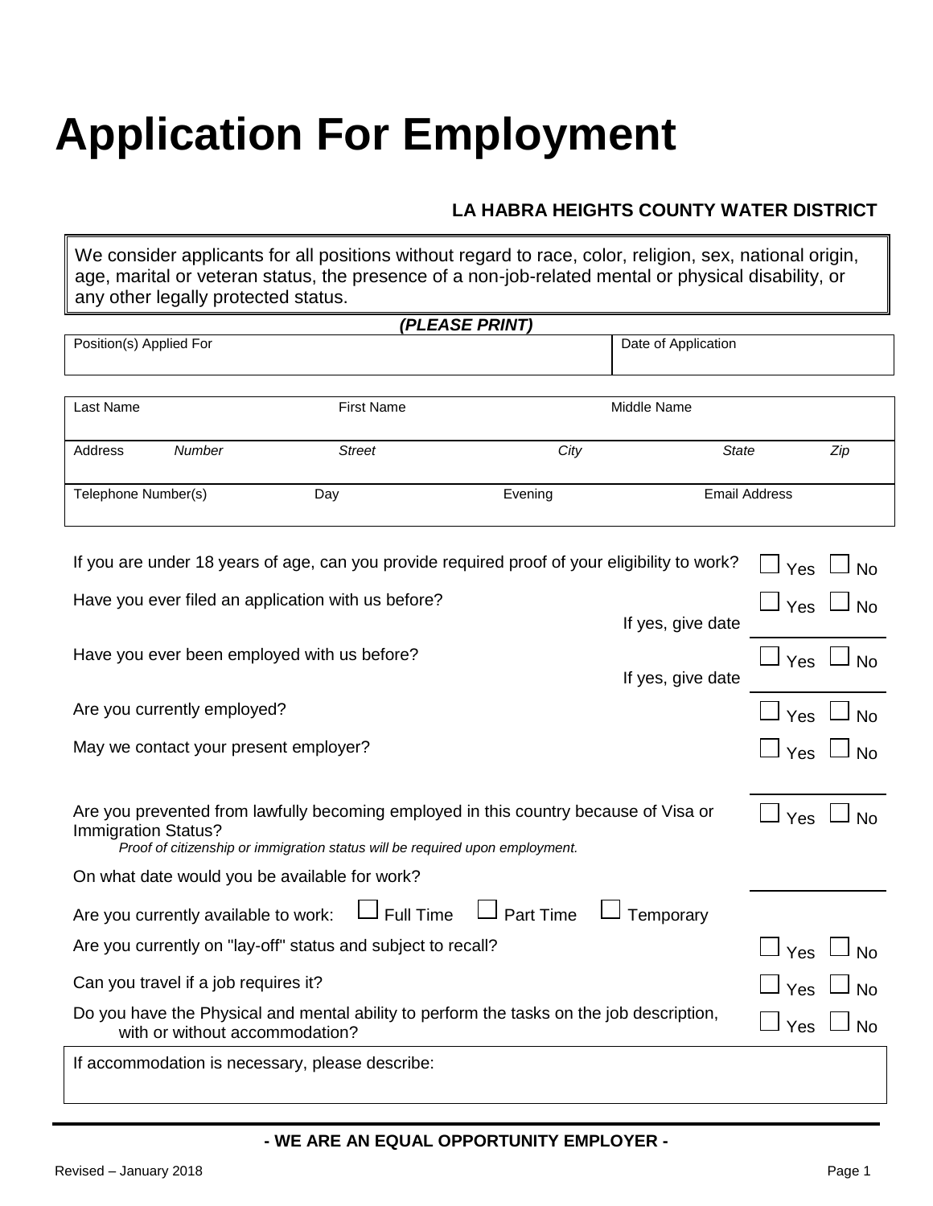# Application For Employment

**LA HABRA HEIGHTS COUNTY WATER DISTRICT**

We consider applicants for all positions without regard to race, color, religion, sex, national origin, age, marital or veteran status, the presence of a non-job-related mental or physical disability, or any other legally protected status.

***(PLEASE PRINT)***

| Position(s) Applied For | Date of Application |
|---|---|
| | |

| Last Name | | First Name | | Middle Name | |
|---|---|---|---|---|---|
| Address | *Number* | *Street* | *City* | *State* | *Zip* |
| Telephone Number(s) | | Day | Evening | Email Address | |

If you are under 18 years of age, can you provide required proof of your eligibility to work? ☐ Yes ☐ No

Have you ever filed an application with us before? ☐ Yes ☐ No
If yes, give date ________

Have you ever been employed with us before? ☐ Yes ☐ No
If yes, give date ________

Are you currently employed? ☐ Yes ☐ No

May we contact your present employer? ☐ Yes ☐ No

Are you prevented from lawfully becoming employed in this country because of Visa or Immigration Status? ☐ Yes ☐ No
*Proof of citizenship or immigration status will be required upon employment.*

On what date would you be available for work? ________

Are you currently available to work: ☐ Full Time ☐ Part Time ☐ Temporary

Are you currently on "lay-off" status and subject to recall? ☐ Yes ☐ No

Can you travel if a job requires it? ☐ Yes ☐ No

Do you have the Physical and mental ability to perform the tasks on the job description, with or without accommodation? ☐ Yes ☐ No

| If accommodation is necessary, please describe: |
|---|
| |

**- WE ARE AN EQUAL OPPORTUNITY EMPLOYER -**

Revised – January 2018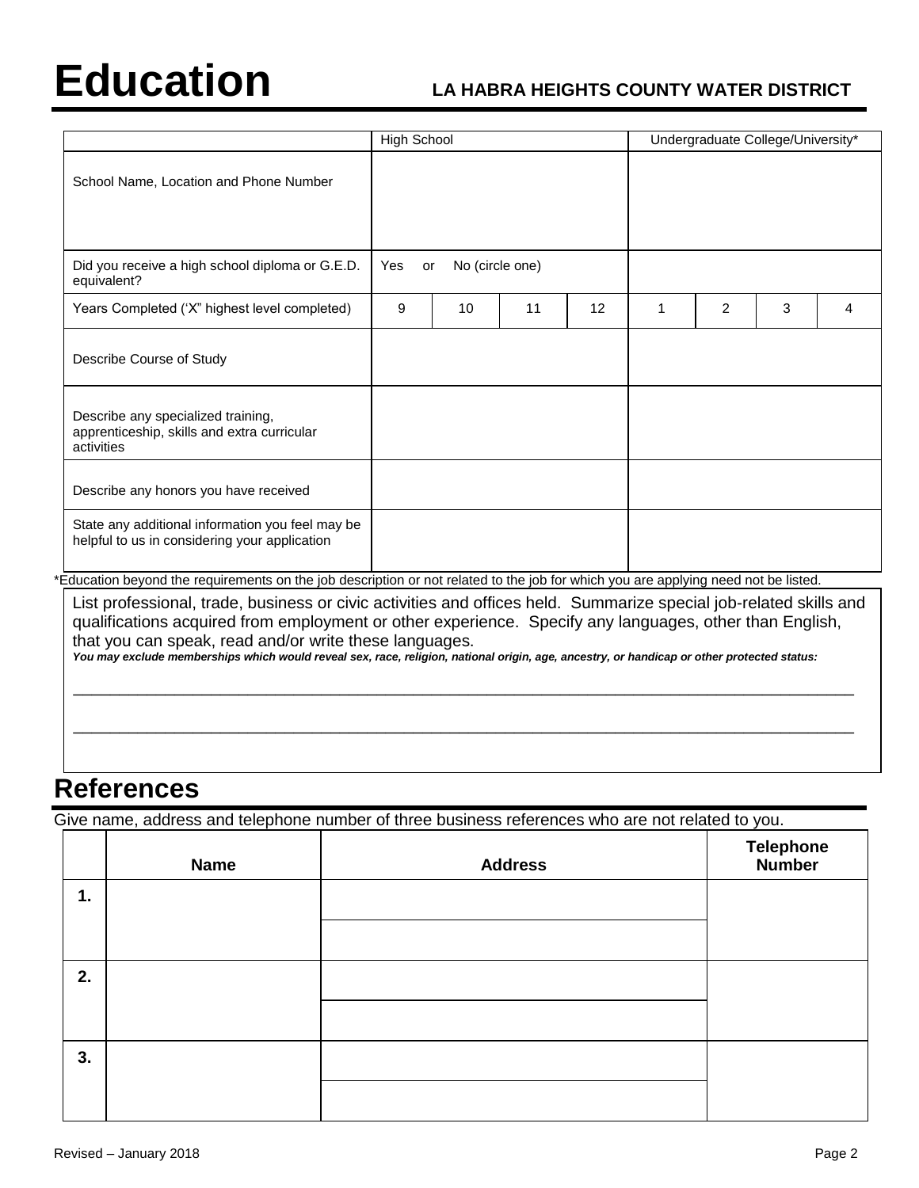# Education

**LA HABRA HEIGHTS COUNTY WATER DISTRICT**

| | High School | | | | Undergraduate College/University* | | | |
|---|---|---|---|---|---|---|---|---|
| School Name, Location and Phone Number | | | | | | | | |
| Did you receive a high school diploma or G.E.D. equivalent? | Yes or No (circle one) | | | | | | | |
| Years Completed ('X" highest level completed) | 9 | 10 | 11 | 12 | 1 | 2 | 3 | 4 |
| Describe Course of Study | | | | | | | | |
| Describe any specialized training, apprenticeship, skills and extra curricular activities | | | | | | | | |
| Describe any honors you have received | | | | | | | | |
| State any additional information you feel may be helpful to us in considering your application | | | | | | | | |

*Education beyond the requirements on the job description or not related to the job for which you are applying need not be listed.

List professional, trade, business or civic activities and offices held. Summarize special job-related skills and qualifications acquired from employment or other experience. Specify any languages, other than English, that you can speak, read and/or write these languages.

***You may exclude memberships which would reveal sex, race, religion, national origin, age, ancestry, or handicap or other protected status:***

______________________________________________________________________________

______________________________________________________________________________

## References

Give name, address and telephone number of three business references who are not related to you.

| | Name | Address | Telephone Number |
|---|---|---|---|
| **1.** | | | |
| | | | |
| **2.** | | | |
| | | | |
| **3.** | | | |
| | | | |

Revised – January 2018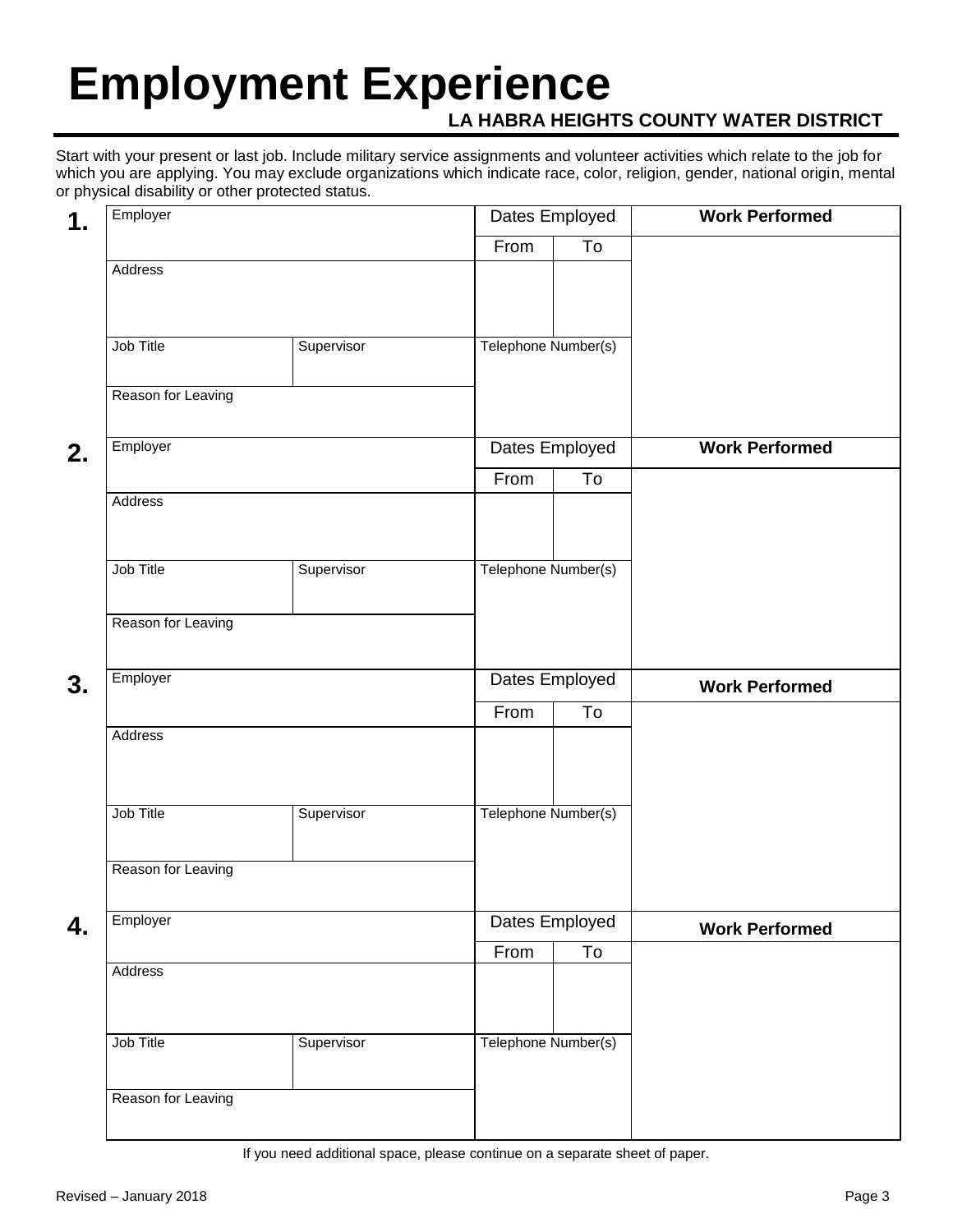# Employment Experience

**LA HABRA HEIGHTS COUNTY WATER DISTRICT**

Start with your present or last job. Include military service assignments and volunteer activities which relate to the job for which you are applying. You may exclude organizations which indicate race, color, religion, gender, national origin, mental or physical disability or other protected status.

**1.**

| Employer | | Dates Employed | | **Work Performed** |
|---|---|---|---|---|
| | | From | To | |
| Address | | | | |
| Job Title | Supervisor | Telephone Number(s) | | |
| Reason for Leaving | | | | |

**2.**

| Employer | | Dates Employed | | **Work Performed** |
|---|---|---|---|---|
| | | From | To | |
| Address | | | | |
| Job Title | Supervisor | Telephone Number(s) | | |
| Reason for Leaving | | | | |

**3.**

| Employer | | Dates Employed | | **Work Performed** |
|---|---|---|---|---|
| | | From | To | |
| Address | | | | |
| Job Title | Supervisor | Telephone Number(s) | | |
| Reason for Leaving | | | | |

**4.**

| Employer | | Dates Employed | | **Work Performed** |
|---|---|---|---|---|
| | | From | To | |
| Address | | | | |
| Job Title | Supervisor | Telephone Number(s) | | |
| Reason for Leaving | | | | |

If you need additional space, please continue on a separate sheet of paper.

Revised – January 2018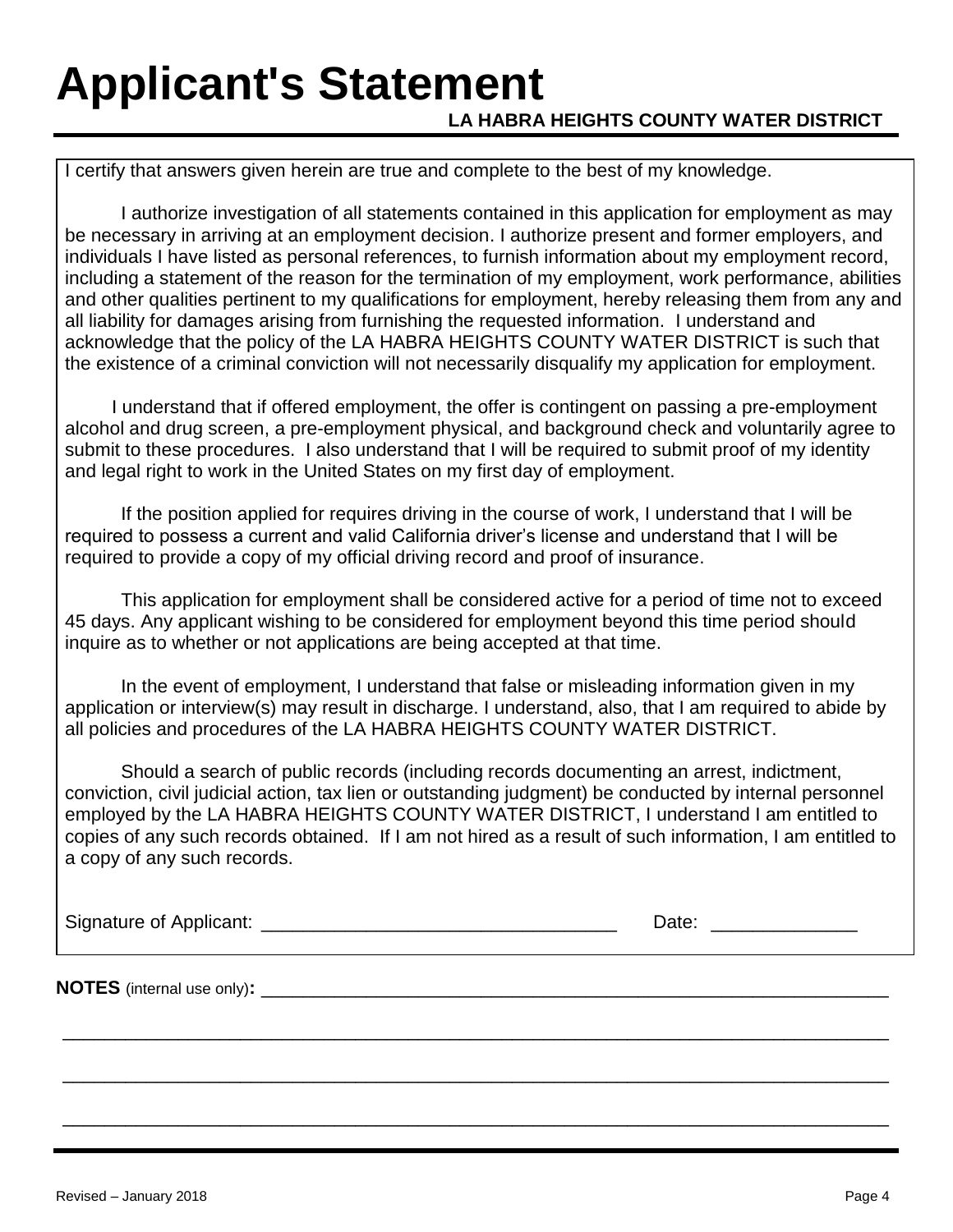# Applicant's Statement

**LA HABRA HEIGHTS COUNTY WATER DISTRICT**

I certify that answers given herein are true and complete to the best of my knowledge.

I authorize investigation of all statements contained in this application for employment as may be necessary in arriving at an employment decision. I authorize present and former employers, and individuals I have listed as personal references, to furnish information about my employment record, including a statement of the reason for the termination of my employment, work performance, abilities and other qualities pertinent to my qualifications for employment, hereby releasing them from any and all liability for damages arising from furnishing the requested information. I understand and acknowledge that the policy of the LA HABRA HEIGHTS COUNTY WATER DISTRICT is such that the existence of a criminal conviction will not necessarily disqualify my application for employment.

I understand that if offered employment, the offer is contingent on passing a pre-employment alcohol and drug screen, a pre-employment physical, and background check and voluntarily agree to submit to these procedures. I also understand that I will be required to submit proof of my identity and legal right to work in the United States on my first day of employment.

If the position applied for requires driving in the course of work, I understand that I will be required to possess a current and valid California driver's license and understand that I will be required to provide a copy of my official driving record and proof of insurance.

This application for employment shall be considered active for a period of time not to exceed 45 days. Any applicant wishing to be considered for employment beyond this time period should inquire as to whether or not applications are being accepted at that time.

In the event of employment, I understand that false or misleading information given in my application or interview(s) may result in discharge. I understand, also, that I am required to abide by all policies and procedures of the LA HABRA HEIGHTS COUNTY WATER DISTRICT.

Should a search of public records (including records documenting an arrest, indictment, conviction, civil judicial action, tax lien or outstanding judgment) be conducted by internal personnel employed by the LA HABRA HEIGHTS COUNTY WATER DISTRICT, I understand I am entitled to copies of any such records obtained. If I am not hired as a result of such information, I am entitled to a copy of any such records.

Signature of Applicant: ___________________________________ Date: ______________

**NOTES** (internal use only)**:** ___________________________________________________________________

_____________________________________________________________________________________

_____________________________________________________________________________________

_____________________________________________________________________________________

Revised – January 2018